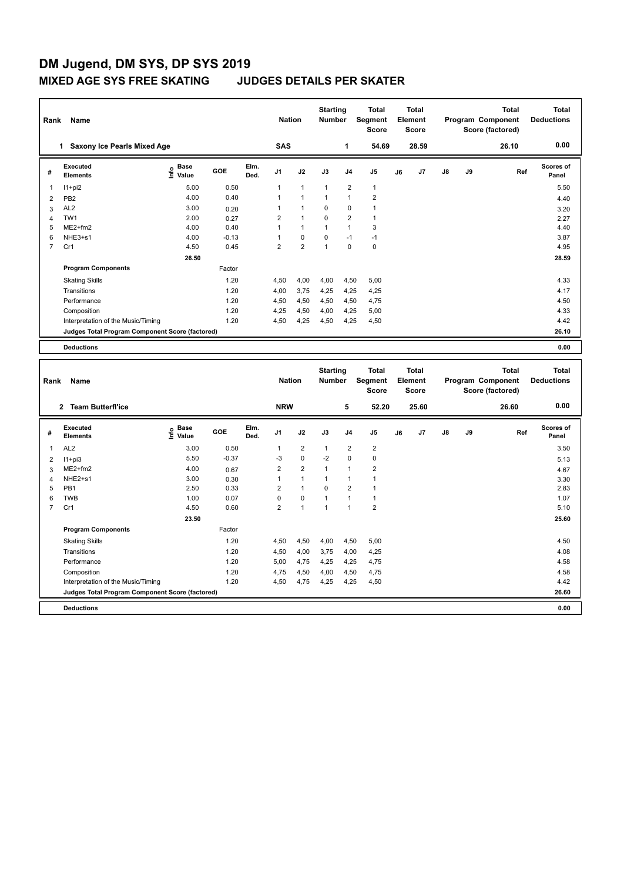# DM Jugend, DM SYS, DP SYS 2019

## MIXED AGE SYS FREE SKATING JUDGES DETAILS PER SKATER

| Rank | Name | Nation | Starting Number | Total Segment Score | Total Element Score | Total Program Component Score (factored) | Total Deductions |
|---|---|---|---|---|---|---|---|
| 1 | Saxony Ice Pearls Mixed Age | SAS | 1 | 54.69 | 28.59 | 26.10 | 0.00 |

| # | Executed Elements | Info | Base Value | GOE | Elm. Ded. | J1 | J2 | J3 | J4 | J5 | J6 | J7 | J8 | J9 | Ref | Scores of Panel |
|---|---|---|---|---|---|---|---|---|---|---|---|---|---|---|---|---|
| 1 | I1+pi2 | | 5.00 | 0.50 | | 1 | 1 | 1 | 2 | 1 | | | | | | 5.50 |
| 2 | PB2 | | 4.00 | 0.40 | | 1 | 1 | 1 | 1 | 2 | | | | | | 4.40 |
| 3 | AL2 | | 3.00 | 0.20 | | 1 | 1 | 0 | 0 | 1 | | | | | | 3.20 |
| 4 | TW1 | | 2.00 | 0.27 | | 2 | 1 | 0 | 2 | 1 | | | | | | 2.27 |
| 5 | ME2+fm2 | | 4.00 | 0.40 | | 1 | 1 | 1 | 1 | 3 | | | | | | 4.40 |
| 6 | NHE3+s1 | | 4.00 | -0.13 | | 1 | 0 | 0 | -1 | -1 | | | | | | 3.87 |
| 7 | Cr1 | | 4.50 | 0.45 | | 2 | 2 | 1 | 0 | 0 | | | | | | 4.95 |
| | | | 26.50 | | | | | | | | | | | | | 28.59 |

| Program Components | Factor | J1 | J2 | J3 | J4 | J5 | J6 | J7 | J8 | J9 | Scores of Panel |
|---|---|---|---|---|---|---|---|---|---|---|---|
| Skating Skills | 1.20 | 4,50 | 4,00 | 4,00 | 4,50 | 5,00 | | | | | 4.33 |
| Transitions | 1.20 | 4,00 | 3,75 | 4,25 | 4,25 | 4,25 | | | | | 4.17 |
| Performance | 1.20 | 4,50 | 4,50 | 4,50 | 4,50 | 4,75 | | | | | 4.50 |
| Composition | 1.20 | 4,25 | 4,50 | 4,00 | 4,25 | 5,00 | | | | | 4.33 |
| Interpretation of the Music/Timing | 1.20 | 4,50 | 4,25 | 4,50 | 4,25 | 4,50 | | | | | 4.42 |
| Judges Total Program Component Score (factored) | | | | | | | | | | | 26.10 |

| Deductions | 0.00 |
|---|---|

| Rank | Name | Nation | Starting Number | Total Segment Score | Total Element Score | Total Program Component Score (factored) | Total Deductions |
|---|---|---|---|---|---|---|---|
| 2 | Team Butterfl'ice | NRW | 5 | 52.20 | 25.60 | 26.60 | 0.00 |

| # | Executed Elements | Info | Base Value | GOE | Elm. Ded. | J1 | J2 | J3 | J4 | J5 | J6 | J7 | J8 | J9 | Ref | Scores of Panel |
|---|---|---|---|---|---|---|---|---|---|---|---|---|---|---|---|---|
| 1 | AL2 | | 3.00 | 0.50 | | 1 | 2 | 1 | 2 | 2 | | | | | | 3.50 |
| 2 | I1+pi3 | | 5.50 | -0.37 | | -3 | 0 | -2 | 0 | 0 | | | | | | 5.13 |
| 3 | ME2+fm2 | | 4.00 | 0.67 | | 2 | 2 | 1 | 1 | 2 | | | | | | 4.67 |
| 4 | NHE2+s1 | | 3.00 | 0.30 | | 1 | 1 | 1 | 1 | 1 | | | | | | 3.30 |
| 5 | PB1 | | 2.50 | 0.33 | | 2 | 1 | 0 | 2 | 1 | | | | | | 2.83 |
| 6 | TWB | | 1.00 | 0.07 | | 0 | 0 | 1 | 1 | 1 | | | | | | 1.07 |
| 7 | Cr1 | | 4.50 | 0.60 | | 2 | 1 | 1 | 1 | 2 | | | | | | 5.10 |
| | | | 23.50 | | | | | | | | | | | | | 25.60 |

| Program Components | Factor | J1 | J2 | J3 | J4 | J5 | J6 | J7 | J8 | J9 | Scores of Panel |
|---|---|---|---|---|---|---|---|---|---|---|---|
| Skating Skills | 1.20 | 4,50 | 4,50 | 4,00 | 4,50 | 5,00 | | | | | 4.50 |
| Transitions | 1.20 | 4,50 | 4,00 | 3,75 | 4,00 | 4,25 | | | | | 4.08 |
| Performance | 1.20 | 5,00 | 4,75 | 4,25 | 4,25 | 4,75 | | | | | 4.58 |
| Composition | 1.20 | 4,75 | 4,50 | 4,00 | 4,50 | 4,75 | | | | | 4.58 |
| Interpretation of the Music/Timing | 1.20 | 4,50 | 4,75 | 4,25 | 4,25 | 4,50 | | | | | 4.42 |
| Judges Total Program Component Score (factored) | | | | | | | | | | | 26.60 |

| Deductions | 0.00 |
|---|---|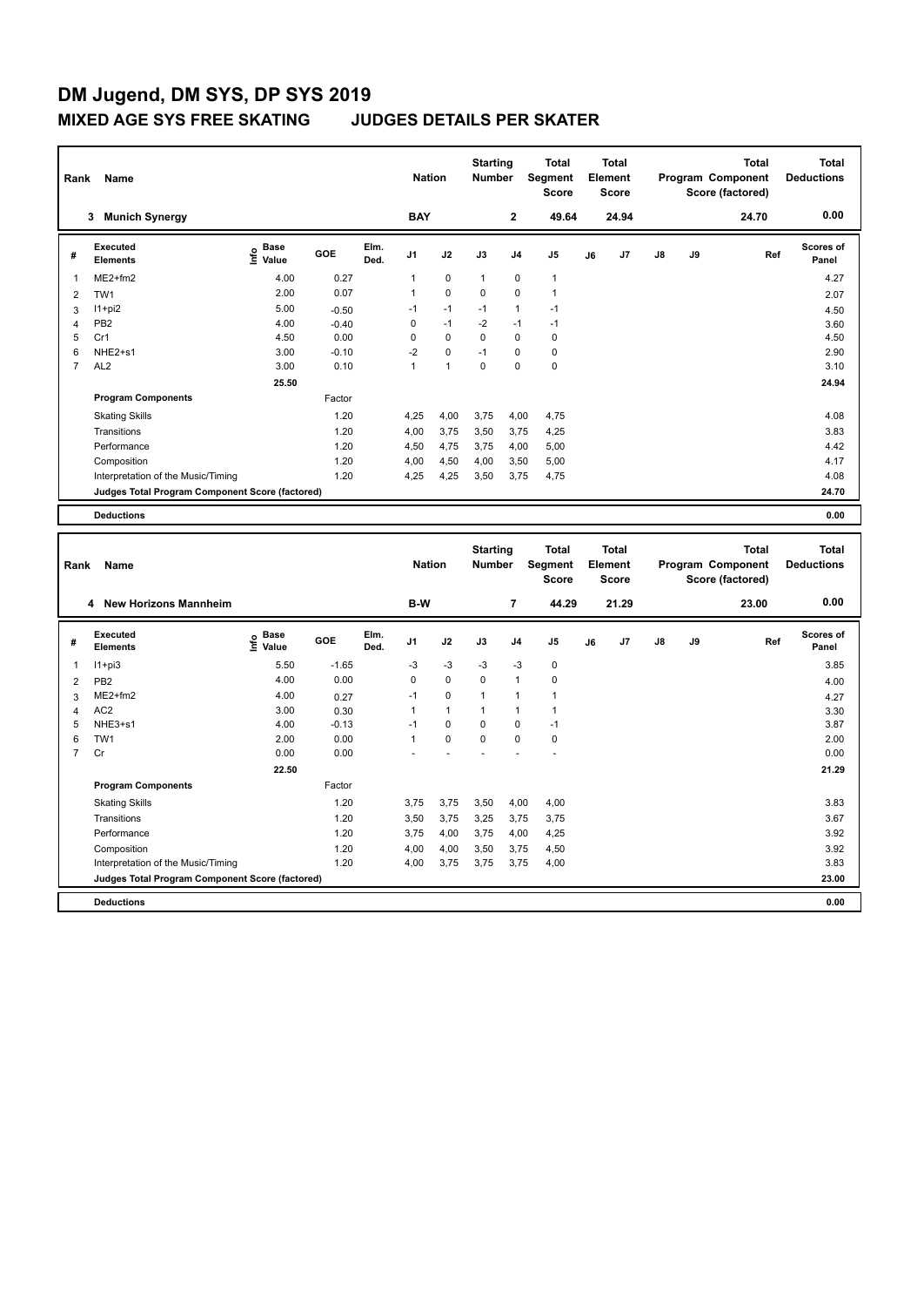# DM Jugend, DM SYS, DP SYS 2019

## MIXED AGE SYS FREE SKATING JUDGES DETAILS PER SKATER

| Rank | Name | Nation | Starting Number | Total Segment Score | Total Element Score | Total Program Component Score (factored) | Total Deductions |
|---|---|---|---|---|---|---|---|
| 3 | Munich Synergy | BAY | 2 | 49.64 | 24.94 | 24.70 | 0.00 |

| # | Executed Elements | Info | Base Value | GOE | Elm. Ded. | J1 | J2 | J3 | J4 | J5 | J6 | J7 | J8 | J9 | Ref | Scores of Panel |
|---|---|---|---|---|---|---|---|---|---|---|---|---|---|---|---|---|
| 1 | ME2+fm2 | | 4.00 | 0.27 | | 1 | 0 | 1 | 0 | 1 | | | | | | 4.27 |
| 2 | TW1 | | 2.00 | 0.07 | | 1 | 0 | 0 | 0 | 1 | | | | | | 2.07 |
| 3 | I1+pi2 | | 5.00 | -0.50 | | -1 | -1 | -1 | 1 | -1 | | | | | | 4.50 |
| 4 | PB2 | | 4.00 | -0.40 | | 0 | -1 | -2 | -1 | -1 | | | | | | 3.60 |
| 5 | Cr1 | | 4.50 | 0.00 | | 0 | 0 | 0 | 0 | 0 | | | | | | 4.50 |
| 6 | NHE2+s1 | | 3.00 | -0.10 | | -2 | 0 | -1 | 0 | 0 | | | | | | 2.90 |
| 7 | AL2 | | 3.00 | 0.10 | | 1 | 1 | 0 | 0 | 0 | | | | | | 3.10 |
| | | | 25.50 | | | | | | | | | | | | | 24.94 |

| Program Components | Factor | J1 | J2 | J3 | J4 | J5 | J6 | J7 | J8 | J9 | Scores of Panel |
|---|---|---|---|---|---|---|---|---|---|---|---|
| Skating Skills | 1.20 | 4,25 | 4,00 | 3,75 | 4,00 | 4,75 | | | | | 4.08 |
| Transitions | 1.20 | 4,00 | 3,75 | 3,50 | 3,75 | 4,25 | | | | | 3.83 |
| Performance | 1.20 | 4,50 | 4,75 | 3,75 | 4,00 | 5,00 | | | | | 4.42 |
| Composition | 1.20 | 4,00 | 4,50 | 4,00 | 3,50 | 5,00 | | | | | 4.17 |
| Interpretation of the Music/Timing | 1.20 | 4,25 | 4,25 | 3,50 | 3,75 | 4,75 | | | | | 4.08 |
| Judges Total Program Component Score (factored) | | | | | | | | | | | 24.70 |
| Deductions | | | | | | | | | | | 0.00 |

| Rank | Name | Nation | Starting Number | Total Segment Score | Total Element Score | Total Program Component Score (factored) | Total Deductions |
|---|---|---|---|---|---|---|---|
| 4 | New Horizons Mannheim | B-W | 7 | 44.29 | 21.29 | 23.00 | 0.00 |

| # | Executed Elements | Info | Base Value | GOE | Elm. Ded. | J1 | J2 | J3 | J4 | J5 | J6 | J7 | J8 | J9 | Ref | Scores of Panel |
|---|---|---|---|---|---|---|---|---|---|---|---|---|---|---|---|---|
| 1 | I1+pi3 | | 5.50 | -1.65 | | -3 | -3 | -3 | -3 | 0 | | | | | | 3.85 |
| 2 | PB2 | | 4.00 | 0.00 | | 0 | 0 | 0 | 1 | 0 | | | | | | 4.00 |
| 3 | ME2+fm2 | | 4.00 | 0.27 | | -1 | 0 | 1 | 1 | 1 | | | | | | 4.27 |
| 4 | AC2 | | 3.00 | 0.30 | | 1 | 1 | 1 | 1 | 1 | | | | | | 3.30 |
| 5 | NHE3+s1 | | 4.00 | -0.13 | | -1 | 0 | 0 | 0 | -1 | | | | | | 3.87 |
| 6 | TW1 | | 2.00 | 0.00 | | 1 | 0 | 0 | 0 | 0 | | | | | | 2.00 |
| 7 | Cr | | 0.00 | 0.00 | | - | - | - | - | - | | | | | | 0.00 |
| | | | 22.50 | | | | | | | | | | | | | 21.29 |

| Program Components | Factor | J1 | J2 | J3 | J4 | J5 | J6 | J7 | J8 | J9 | Scores of Panel |
|---|---|---|---|---|---|---|---|---|---|---|---|
| Skating Skills | 1.20 | 3,75 | 3,75 | 3,50 | 4,00 | 4,00 | | | | | 3.83 |
| Transitions | 1.20 | 3,50 | 3,75 | 3,25 | 3,75 | 3,75 | | | | | 3.67 |
| Performance | 1.20 | 3,75 | 4,00 | 3,75 | 4,00 | 4,25 | | | | | 3.92 |
| Composition | 1.20 | 4,00 | 4,00 | 3,50 | 3,75 | 4,50 | | | | | 3.92 |
| Interpretation of the Music/Timing | 1.20 | 4,00 | 3,75 | 3,75 | 3,75 | 4,00 | | | | | 3.83 |
| Judges Total Program Component Score (factored) | | | | | | | | | | | 23.00 |
| Deductions | | | | | | | | | | | 0.00 |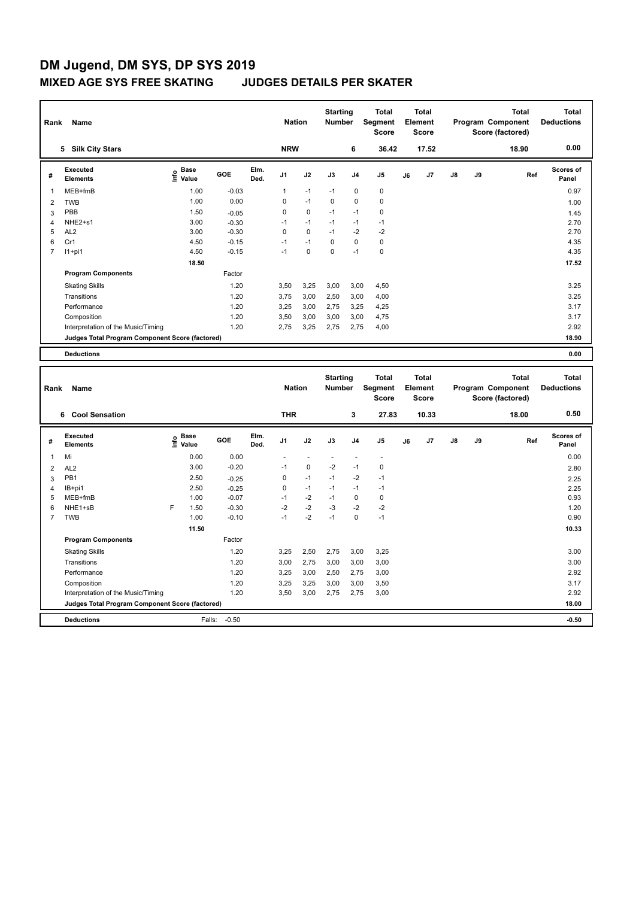# DM Jugend, DM SYS, DP SYS 2019

## MIXED AGE SYS FREE SKATING JUDGES DETAILS PER SKATER

| Rank | Name | Nation | Starting Number | Total Segment Score | Total Element Score | Total Program Component Score (factored) | Total Deductions |
|---|---|---|---|---|---|---|---|
| 5 | Silk City Stars | NRW | 6 | 36.42 | 17.52 | 18.90 | 0.00 |

| # | Executed Elements | Info | Base Value | GOE | Elm. Ded. | J1 | J2 | J3 | J4 | J5 | J6 | J7 | J8 | J9 | Ref | Scores of Panel |
|---|---|---|---|---|---|---|---|---|---|---|---|---|---|---|---|---|
| 1 | MEB+fmB | | 1.00 | -0.03 | | 1 | -1 | -1 | 0 | 0 | | | | | | 0.97 |
| 2 | TWB | | 1.00 | 0.00 | | 0 | -1 | 0 | 0 | 0 | | | | | | 1.00 |
| 3 | PBB | | 1.50 | -0.05 | | 0 | 0 | -1 | -1 | 0 | | | | | | 1.45 |
| 4 | NHE2+s1 | | 3.00 | -0.30 | | -1 | -1 | -1 | -1 | -1 | | | | | | 2.70 |
| 5 | AL2 | | 3.00 | -0.30 | | 0 | 0 | -1 | -2 | -2 | | | | | | 2.70 |
| 6 | Cr1 | | 4.50 | -0.15 | | -1 | -1 | 0 | 0 | 0 | | | | | | 4.35 |
| 7 | I1+pi1 | | 4.50 | -0.15 | | -1 | 0 | 0 | -1 | 0 | | | | | | 4.35 |
| | | | 18.50 | | | | | | | | | | | | | 17.52 |

| Program Components | Factor | J1 | J2 | J3 | J4 | J5 | J6 | J7 | J8 | J9 | Scores of Panel |
|---|---|---|---|---|---|---|---|---|---|---|---|
| Skating Skills | 1.20 | 3,50 | 3,25 | 3,00 | 3,00 | 4,50 | | | | | 3.25 |
| Transitions | 1.20 | 3,75 | 3,00 | 2,50 | 3,00 | 4,00 | | | | | 3.25 |
| Performance | 1.20 | 3,25 | 3,00 | 2,75 | 3,25 | 4,25 | | | | | 3.17 |
| Composition | 1.20 | 3,50 | 3,00 | 3,00 | 3,00 | 4,75 | | | | | 3.17 |
| Interpretation of the Music/Timing | 1.20 | 2,75 | 3,25 | 2,75 | 2,75 | 4,00 | | | | | 2.92 |
| Judges Total Program Component Score (factored) | | | | | | | | | | | 18.90 |

| Deductions | | 0.00 |
|---|---|---|

| Rank | Name | Nation | Starting Number | Total Segment Score | Total Element Score | Total Program Component Score (factored) | Total Deductions |
|---|---|---|---|---|---|---|---|
| 6 | Cool Sensation | THR | 3 | 27.83 | 10.33 | 18.00 | 0.50 |

| # | Executed Elements | Info | Base Value | GOE | Elm. Ded. | J1 | J2 | J3 | J4 | J5 | J6 | J7 | J8 | J9 | Ref | Scores of Panel |
|---|---|---|---|---|---|---|---|---|---|---|---|---|---|---|---|---|
| 1 | Mi | | 0.00 | 0.00 | | - | - | - | - | - | | | | | | 0.00 |
| 2 | AL2 | | 3.00 | -0.20 | | -1 | 0 | -2 | -1 | 0 | | | | | | 2.80 |
| 3 | PB1 | | 2.50 | -0.25 | | 0 | -1 | -1 | -2 | -1 | | | | | | 2.25 |
| 4 | IB+pi1 | | 2.50 | -0.25 | | 0 | -1 | -1 | -1 | -1 | | | | | | 2.25 |
| 5 | MEB+fmB | | 1.00 | -0.07 | | -1 | -2 | -1 | 0 | 0 | | | | | | 0.93 |
| 6 | NHE1+sB | F | 1.50 | -0.30 | | -2 | -2 | -3 | -2 | -2 | | | | | | 1.20 |
| 7 | TWB | | 1.00 | -0.10 | | -1 | -2 | -1 | 0 | -1 | | | | | | 0.90 |
| | | | 11.50 | | | | | | | | | | | | | 10.33 |

| Program Components | Factor | J1 | J2 | J3 | J4 | J5 | J6 | J7 | J8 | J9 | Scores of Panel |
|---|---|---|---|---|---|---|---|---|---|---|---|
| Skating Skills | 1.20 | 3,25 | 2,50 | 2,75 | 3,00 | 3,25 | | | | | 3.00 |
| Transitions | 1.20 | 3,00 | 2,75 | 3,00 | 3,00 | 3,00 | | | | | 3.00 |
| Performance | 1.20 | 3,25 | 3,00 | 2,50 | 2,75 | 3,00 | | | | | 2.92 |
| Composition | 1.20 | 3,25 | 3,25 | 3,00 | 3,00 | 3,50 | | | | | 3.17 |
| Interpretation of the Music/Timing | 1.20 | 3,50 | 3,00 | 2,75 | 2,75 | 3,00 | | | | | 2.92 |
| Judges Total Program Component Score (factored) | | | | | | | | | | | 18.00 |

| Deductions | Falls: -0.50 | -0.50 |
|---|---|---|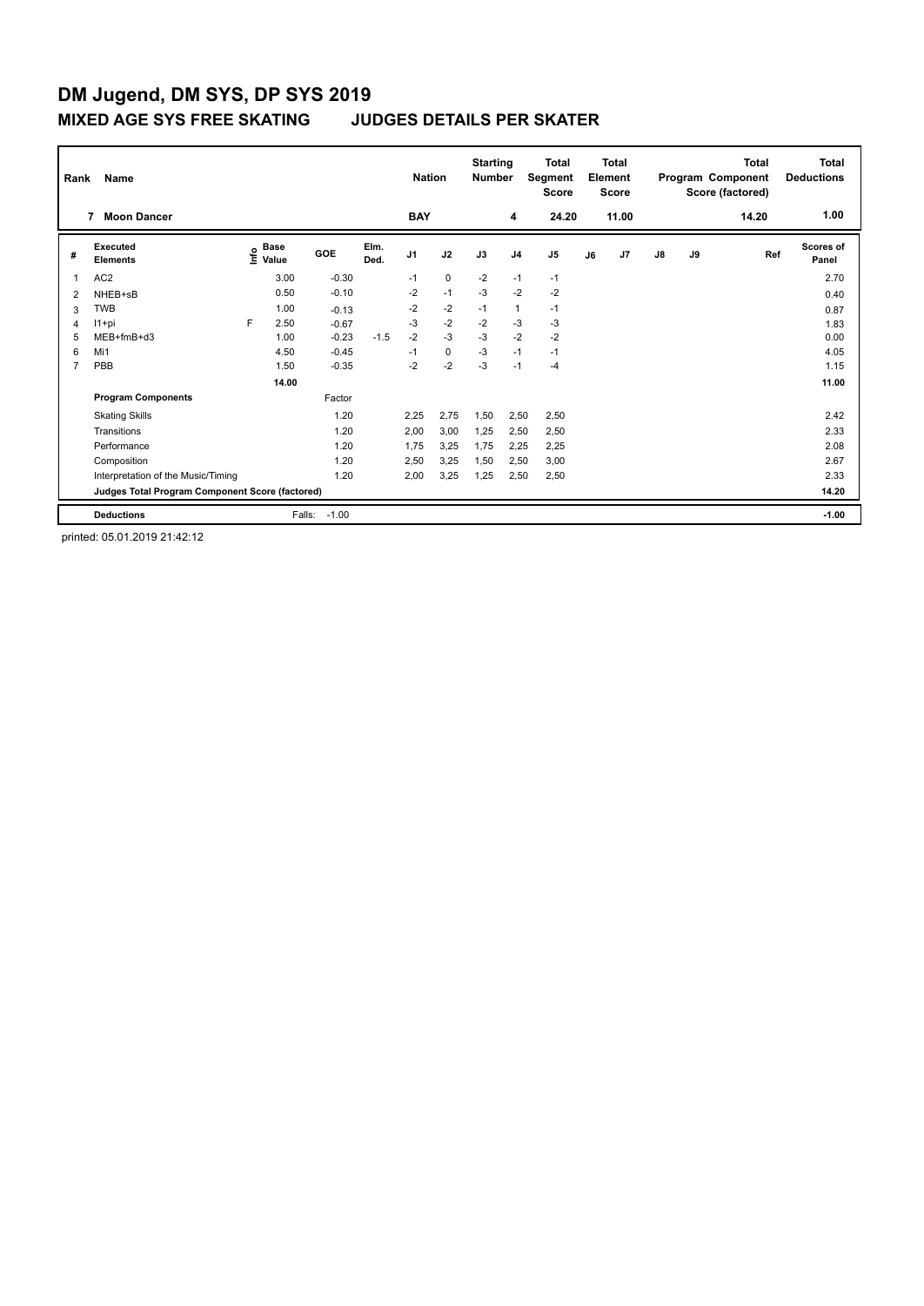# DM Jugend, DM SYS, DP SYS 2019

## MIXED AGE SYS FREE SKATING JUDGES DETAILS PER SKATER

| Rank | Name | Nation | Starting Number | Total Segment Score | Total Element Score | Total Program Component Score (factored) | Total Deductions |
|---|---|---|---|---|---|---|---|
| 7 | Moon Dancer | BAY | 4 | 24.20 | 11.00 | 14.20 | 1.00 |

| # | Executed Elements | Info | Base Value | GOE | Elm. Ded. | J1 | J2 | J3 | J4 | J5 | J6 | J7 | J8 | J9 | Ref | Scores of Panel |
|---|---|---|---|---|---|---|---|---|---|---|---|---|---|---|---|---|
| 1 | AC2 | | 3.00 | -0.30 | | -1 | 0 | -2 | -1 | -1 | | | | | | 2.70 |
| 2 | NHEB+sB | | 0.50 | -0.10 | | -2 | -1 | -3 | -2 | -2 | | | | | | 0.40 |
| 3 | TWB | | 1.00 | -0.13 | | -2 | -2 | -1 | 1 | -1 | | | | | | 0.87 |
| 4 | I1+pi | F | 2.50 | -0.67 | | -3 | -2 | -2 | -3 | -3 | | | | | | 1.83 |
| 5 | MEB+fmB+d3 | | 1.00 | -0.23 | -1.5 | -2 | -3 | -3 | -2 | -2 | | | | | | 0.00 |
| 6 | Mi1 | | 4.50 | -0.45 | | -1 | 0 | -3 | -1 | -1 | | | | | | 4.05 |
| 7 | PBB | | 1.50 | -0.35 | | -2 | -2 | -3 | -1 | -4 | | | | | | 1.15 |
| | | | 14.00 | | | | | | | | | | | | | 11.00 |
| | **Program Components** | | | Factor | | | | | | | | | | | | |
| | Skating Skills | | | 1.20 | | 2,25 | 2,75 | 1,50 | 2,50 | 2,50 | | | | | | 2.42 |
| | Transitions | | | 1.20 | | 2,00 | 3,00 | 1,25 | 2,50 | 2,50 | | | | | | 2.33 |
| | Performance | | | 1.20 | | 1,75 | 3,25 | 1,75 | 2,25 | 2,25 | | | | | | 2.08 |
| | Composition | | | 1.20 | | 2,50 | 3,25 | 1,50 | 2,50 | 3,00 | | | | | | 2.67 |
| | Interpretation of the Music/Timing | | | 1.20 | | 2,00 | 3,25 | 1,25 | 2,50 | 2,50 | | | | | | 2.33 |
| | Judges Total Program Component Score (factored) | | | | | | | | | | | | | | | 14.20 |
| | **Deductions** | | Falls: | -1.00 | | | | | | | | | | | | -1.00 |

printed: 05.01.2019 21:42:12